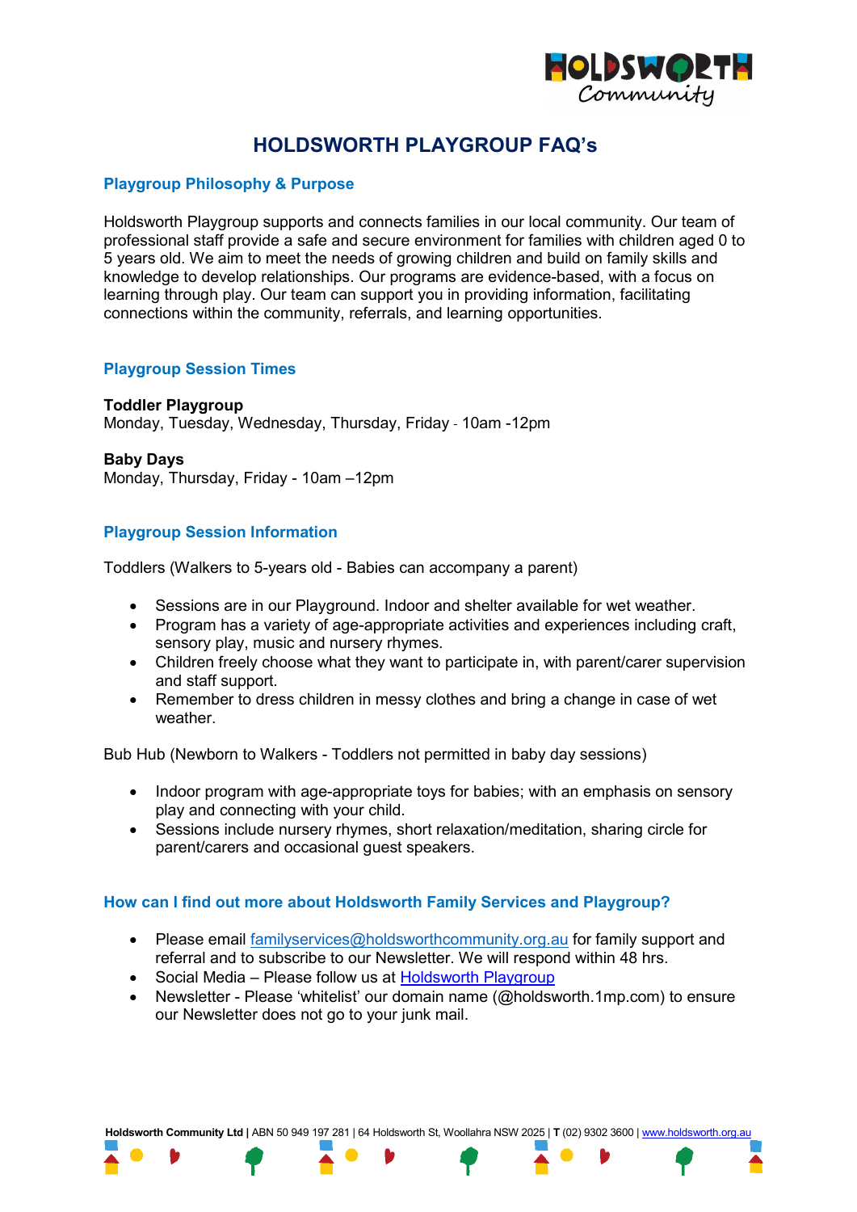# HOLDSWORTH PLAYGROUP FAQ's

## Playgroup Philosophy & Purpose

Holdsworth Playgroup supports and connects families in our local community. Our team of professional staff provide a safe and secure environment for families with children aged 0 to 5 years old. We aim to meet the needs of growing children and build on family skills and knowledge to develop relationships. Our programs are evidence-based, with a focus on learning through play. Our team can support you in providing information, facilitating connections within the community, referrals, and learning opportunities.

## Playgroup Session Times

**Toddler Playgroup**
Monday, Tuesday, Wednesday, Thursday, Friday - 10am -12pm

**Baby Days**
Monday, Thursday, Friday - 10am –12pm

## Playgroup Session Information

Toddlers (Walkers to 5-years old - Babies can accompany a parent)

- Sessions are in our Playground. Indoor and shelter available for wet weather.
- Program has a variety of age-appropriate activities and experiences including craft, sensory play, music and nursery rhymes.
- Children freely choose what they want to participate in, with parent/carer supervision and staff support.
- Remember to dress children in messy clothes and bring a change in case of wet weather.

Bub Hub (Newborn to Walkers - Toddlers not permitted in baby day sessions)

- Indoor program with age-appropriate toys for babies; with an emphasis on sensory play and connecting with your child.
- Sessions include nursery rhymes, short relaxation/meditation, sharing circle for parent/carers and occasional guest speakers.

## How can I find out more about Holdsworth Family Services and Playgroup?

- Please email familyservices@holdsworthcommunity.org.au for family support and referral and to subscribe to our Newsletter. We will respond within 48 hrs.
- Social Media – Please follow us at Holdsworth Playgroup
- Newsletter - Please 'whitelist' our domain name (@holdsworth.1mp.com) to ensure our Newsletter does not go to your junk mail.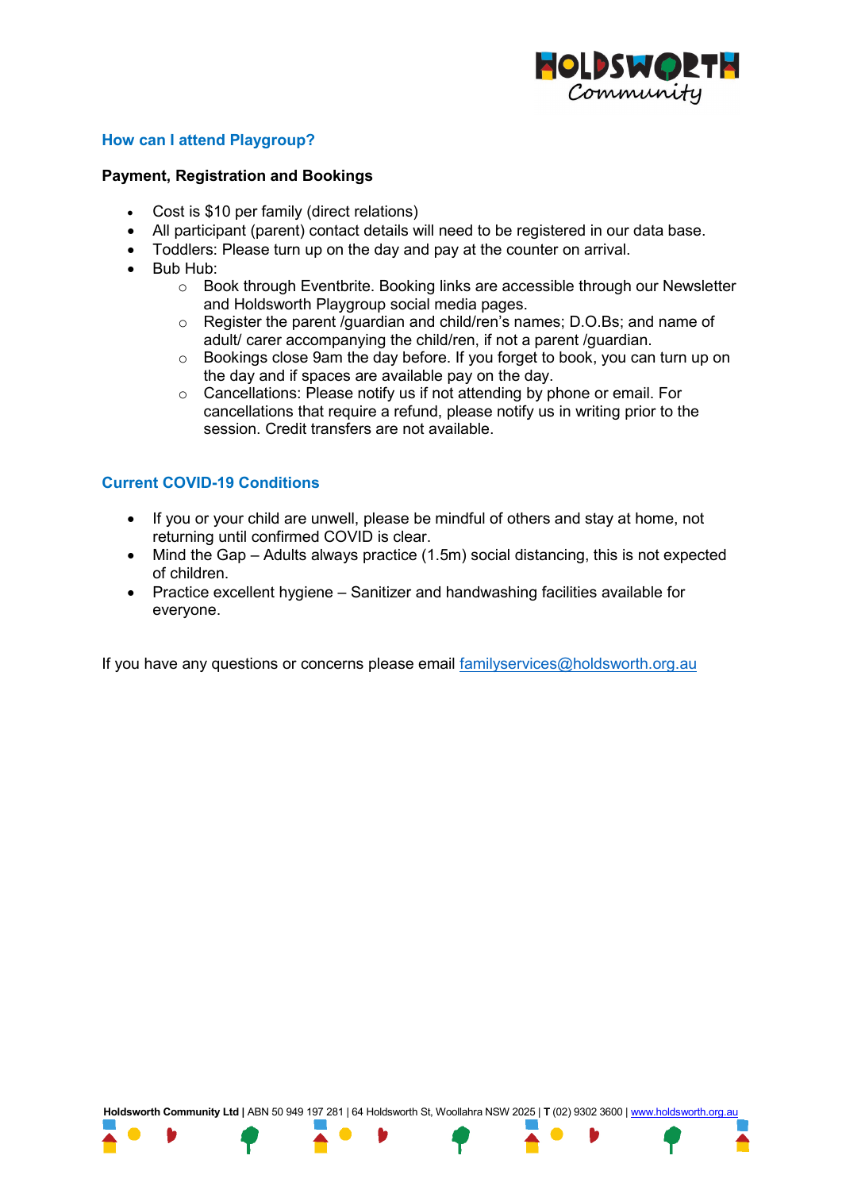## How can I attend Playgroup?

**Payment, Registration and Bookings**

- Cost is $10 per family (direct relations)
- All participant (parent) contact details will need to be registered in our data base.
- Toddlers: Please turn up on the day and pay at the counter on arrival.
- Bub Hub:
  - Book through Eventbrite. Booking links are accessible through our Newsletter and Holdsworth Playgroup social media pages.
  - Register the parent /guardian and child/ren's names; D.O.Bs; and name of adult/ carer accompanying the child/ren, if not a parent /guardian.
  - Bookings close 9am the day before. If you forget to book, you can turn up on the day and if spaces are available pay on the day.
  - Cancellations: Please notify us if not attending by phone or email. For cancellations that require a refund, please notify us in writing prior to the session. Credit transfers are not available.

## Current COVID-19 Conditions

- If you or your child are unwell, please be mindful of others and stay at home, not returning until confirmed COVID is clear.
- Mind the Gap – Adults always practice (1.5m) social distancing, this is not expected of children.
- Practice excellent hygiene – Sanitizer and handwashing facilities available for everyone.

If you have any questions or concerns please email familyservices@holdsworth.org.au